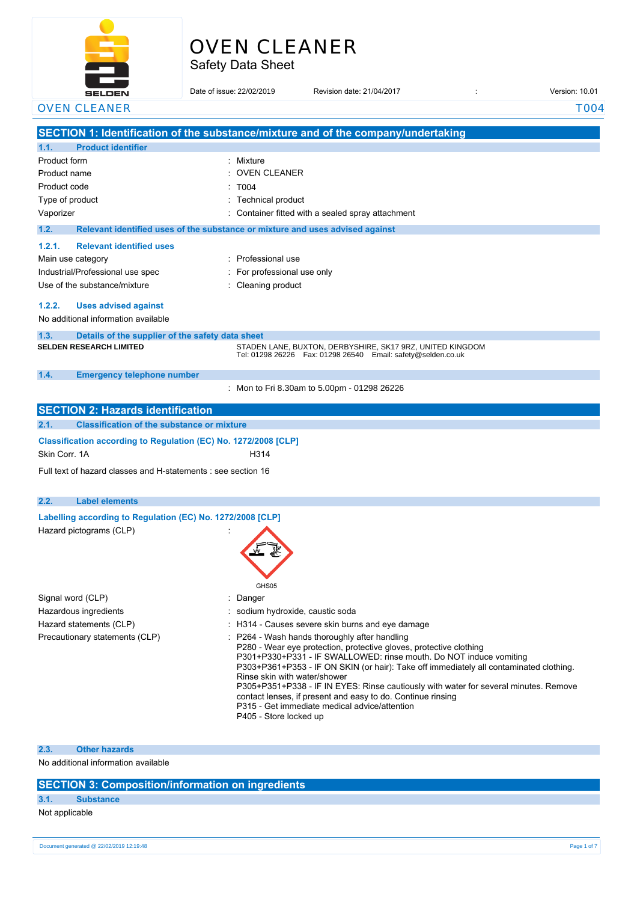# OVEN CLEANER

## Safety Data Sheet

Date of issue: 22/02/2019 Revision date: 21/04/2017 : Version: 10.01

OVEN CLEANER T004

## SECTION 1: Identification of the substance/mixture and of the company/undertaking

### 1.1. Product identifier

| | | |
|---|---|---|
| Product form | : | Mixture |
| Product name | : | OVEN CLEANER |
| Product code | : | T004 |
| Type of product | : | Technical product |
| Vaporizer | : | Container fitted with a sealed spray attachment |

### 1.2. Relevant identified uses of the substance or mixture and uses advised against

#### 1.2.1. Relevant identified uses

| | | |
|---|---|---|
| Main use category | : | Professional use |
| Industrial/Professional use spec | : | For professional use only |
| Use of the substance/mixture | : | Cleaning product |

#### 1.2.2. Uses advised against

No additional information available

### 1.3. Details of the supplier of the safety data sheet

**SELDEN RESEARCH LIMITED**

STADEN LANE, BUXTON, DERBYSHIRE, SK17 9RZ, UNITED KINGDOM
Tel: 01298 26226 Fax: 01298 26540 Email: safety@selden.co.uk

### 1.4. Emergency telephone number

: Mon to Fri 8.30am to 5.00pm - 01298 26226

## SECTION 2: Hazards identification

### 2.1. Classification of the substance or mixture

**Classification according to Regulation (EC) No. 1272/2008 [CLP]**

Skin Corr. 1A H314

Full text of hazard classes and H-statements : see section 16

### 2.2. Label elements

**Labelling according to Regulation (EC) No. 1272/2008 [CLP]**

Hazard pictograms (CLP) :

GHS05

| | | |
|---|---|---|
| Signal word (CLP) | : | Danger |
| Hazardous ingredients | : | sodium hydroxide, caustic soda |
| Hazard statements (CLP) | : | H314 - Causes severe skin burns and eye damage |
| Precautionary statements (CLP) | : | P264 - Wash hands thoroughly after handling<br>P280 - Wear eye protection, protective gloves, protective clothing<br>P301+P330+P331 - IF SWALLOWED: rinse mouth. Do NOT induce vomiting<br>P303+P361+P353 - IF ON SKIN (or hair): Take off immediately all contaminated clothing. Rinse skin with water/shower<br>P305+P351+P338 - IF IN EYES: Rinse cautiously with water for several minutes. Remove contact lenses, if present and easy to do. Continue rinsing<br>P315 - Get immediate medical advice/attention<br>P405 - Store locked up |

### 2.3. Other hazards

No additional information available

## SECTION 3: Composition/information on ingredients

### 3.1. Substance

Not applicable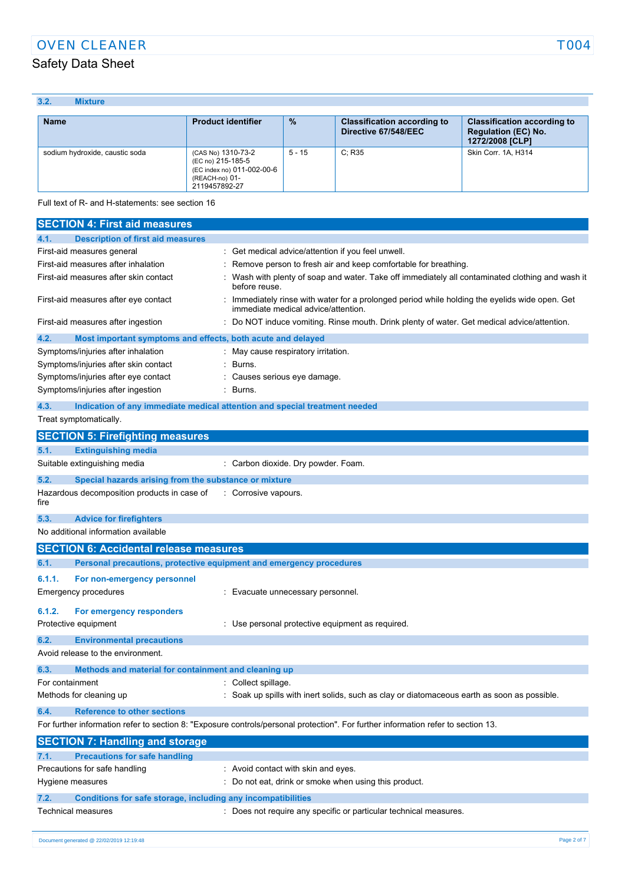### 3.2. Mixture

| Name | Product identifier | % | Classification according to Directive 67/548/EEC | Classification according to Regulation (EC) No. 1272/2008 [CLP] |
|---|---|---|---|---|
| sodium hydroxide, caustic soda | (CAS No) 1310-73-2<br>(EC no) 215-185-5<br>(EC index no) 011-002-00-6<br>(REACH-no) 01-2119457892-27 | 5 - 15 | C; R35 | Skin Corr. 1A, H314 |

Full text of R- and H-statements: see section 16

## SECTION 4: First aid measures

### 4.1. Description of first aid measures

First-aid measures general : Get medical advice/attention if you feel unwell.

First-aid measures after inhalation : Remove person to fresh air and keep comfortable for breathing.

First-aid measures after skin contact : Wash with plenty of soap and water. Take off immediately all contaminated clothing and wash it before reuse.

First-aid measures after eye contact : Immediately rinse with water for a prolonged period while holding the eyelids wide open. Get immediate medical advice/attention.

First-aid measures after ingestion : Do NOT induce vomiting. Rinse mouth. Drink plenty of water. Get medical advice/attention.

### 4.2. Most important symptoms and effects, both acute and delayed

Symptoms/injuries after inhalation : May cause respiratory irritation.

Symptoms/injuries after skin contact : Burns.

Symptoms/injuries after eye contact : Causes serious eye damage.

Symptoms/injuries after ingestion : Burns.

### 4.3. Indication of any immediate medical attention and special treatment needed

Treat symptomatically.

## SECTION 5: Firefighting measures

### 5.1. Extinguishing media

Suitable extinguishing media : Carbon dioxide. Dry powder. Foam.

### 5.2. Special hazards arising from the substance or mixture

Hazardous decomposition products in case of fire : Corrosive vapours.

### 5.3. Advice for firefighters

No additional information available

## SECTION 6: Accidental release measures

### 6.1. Personal precautions, protective equipment and emergency procedures

#### 6.1.1. For non-emergency personnel

Emergency procedures : Evacuate unnecessary personnel.

#### 6.1.2. For emergency responders

Protective equipment : Use personal protective equipment as required.

### 6.2. Environmental precautions

Avoid release to the environment.

### 6.3. Methods and material for containment and cleaning up

For containment : Collect spillage.

Methods for cleaning up : Soak up spills with inert solids, such as clay or diatomaceous earth as soon as possible.

### 6.4. Reference to other sections

For further information refer to section 8: "Exposure controls/personal protection". For further information refer to section 13.

## SECTION 7: Handling and storage

### 7.1. Precautions for safe handling

Precautions for safe handling : Avoid contact with skin and eyes.

Hygiene measures : Do not eat, drink or smoke when using this product.

### 7.2. Conditions for safe storage, including any incompatibilities

Technical measures : Does not require any specific or particular technical measures.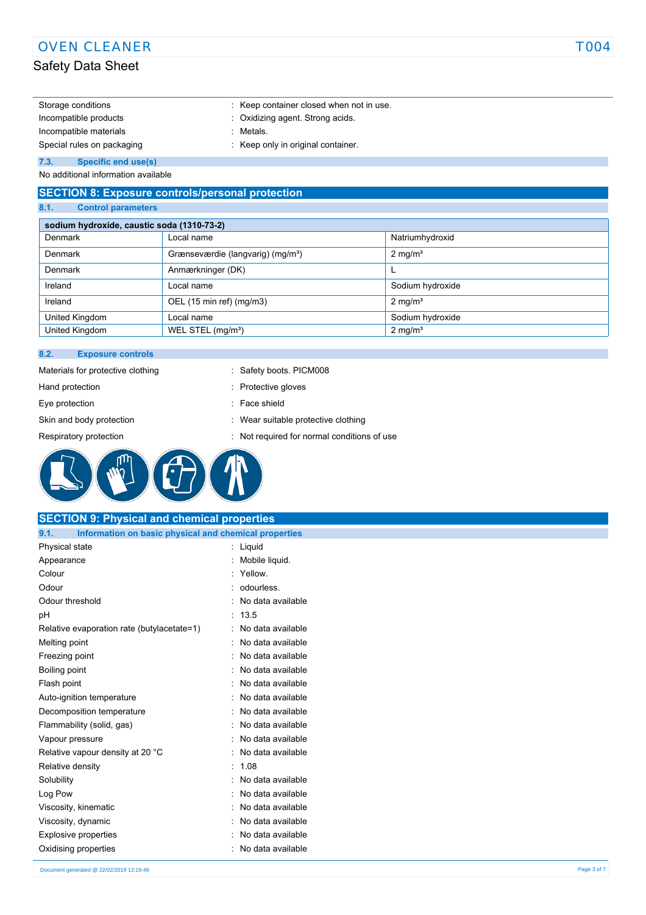| | |
|---|---|
| Storage conditions | : Keep container closed when not in use. |
| Incompatible products | : Oxidizing agent. Strong acids. |
| Incompatible materials | : Metals. |
| Special rules on packaging | : Keep only in original container. |

### 7.3. Specific end use(s)

No additional information available

## SECTION 8: Exposure controls/personal protection

### 8.1. Control parameters

| sodium hydroxide, caustic soda (1310-73-2) | | |
|---|---|---|
| Denmark | Local name | Natriumhydroxid |
| Denmark | Grænseværdie (langvarig) (mg/m³) | 2 mg/m³ |
| Denmark | Anmærkninger (DK) | L |
| Ireland | Local name | Sodium hydroxide |
| Ireland | OEL (15 min ref) (mg/m3) | 2 mg/m³ |
| United Kingdom | Local name | Sodium hydroxide |
| United Kingdom | WEL STEL (mg/m³) | 2 mg/m³ |

### 8.2. Exposure controls

| | |
|---|---|
| Materials for protective clothing | : Safety boots. PICM008 |
| Hand protection | : Protective gloves |
| Eye protection | : Face shield |
| Skin and body protection | : Wear suitable protective clothing |
| Respiratory protection | : Not required for normal conditions of use |

## SECTION 9: Physical and chemical properties

### 9.1. Information on basic physical and chemical properties

| | |
|---|---|
| Physical state | : Liquid |
| Appearance | : Mobile liquid. |
| Colour | : Yellow. |
| Odour | : odourless. |
| Odour threshold | : No data available |
| pH | : 13.5 |
| Relative evaporation rate (butylacetate=1) | : No data available |
| Melting point | : No data available |
| Freezing point | : No data available |
| Boiling point | : No data available |
| Flash point | : No data available |
| Auto-ignition temperature | : No data available |
| Decomposition temperature | : No data available |
| Flammability (solid, gas) | : No data available |
| Vapour pressure | : No data available |
| Relative vapour density at 20 °C | : No data available |
| Relative density | : 1.08 |
| Solubility | : No data available |
| Log Pow | : No data available |
| Viscosity, kinematic | : No data available |
| Viscosity, dynamic | : No data available |
| Explosive properties | : No data available |
| Oxidising properties | : No data available |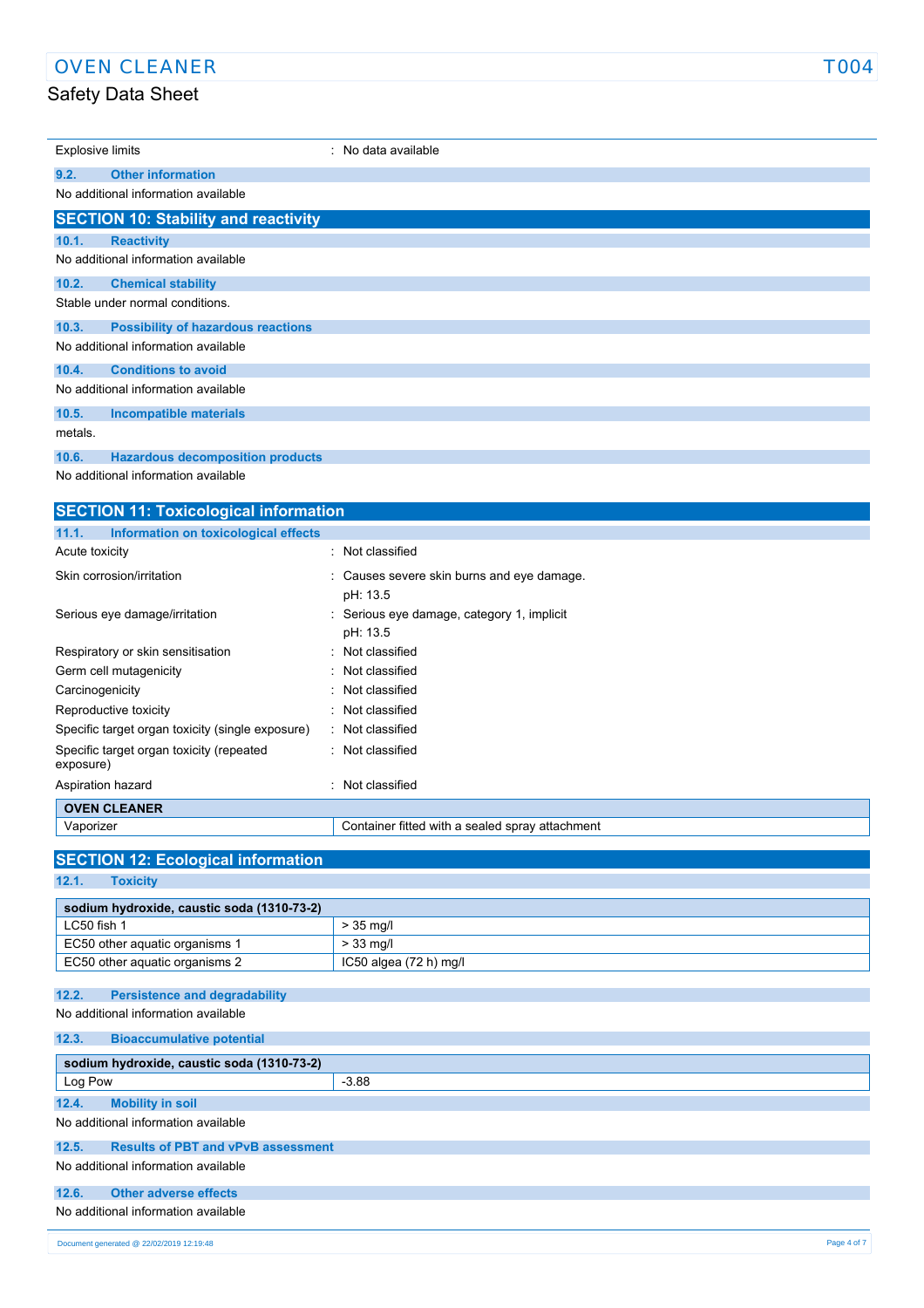| | |
|---|---|
| Explosive limits | : No data available |

### 9.2. Other information

No additional information available

## SECTION 10: Stability and reactivity

### 10.1. Reactivity

No additional information available

### 10.2. Chemical stability

Stable under normal conditions.

### 10.3. Possibility of hazardous reactions

No additional information available

### 10.4. Conditions to avoid

No additional information available

### 10.5. Incompatible materials

metals.

### 10.6. Hazardous decomposition products

No additional information available

## SECTION 11: Toxicological information

### 11.1. Information on toxicological effects

| | |
|---|---|
| Acute toxicity | : Not classified |
| Skin corrosion/irritation | : Causes severe skin burns and eye damage.<br>pH: 13.5 |
| Serious eye damage/irritation | : Serious eye damage, category 1, implicit<br>pH: 13.5 |
| Respiratory or skin sensitisation | : Not classified |
| Germ cell mutagenicity | : Not classified |
| Carcinogenicity | : Not classified |
| Reproductive toxicity | : Not classified |
| Specific target organ toxicity (single exposure) | : Not classified |
| Specific target organ toxicity (repeated exposure) | : Not classified |
| Aspiration hazard | : Not classified |

| **OVEN CLEANER** | |
|---|---|
| Vaporizer | Container fitted with a sealed spray attachment |

## SECTION 12: Ecological information

### 12.1. Toxicity

| **sodium hydroxide, caustic soda (1310-73-2)** | |
|---|---|
| LC50 fish 1 | > 35 mg/l |
| EC50 other aquatic organisms 1 | > 33 mg/l |
| EC50 other aquatic organisms 2 | IC50 algea (72 h) mg/l |

### 12.2. Persistence and degradability

No additional information available

### 12.3. Bioaccumulative potential

| **sodium hydroxide, caustic soda (1310-73-2)** | |
|---|---|
| Log Pow | -3.88 |

### 12.4. Mobility in soil

No additional information available

### 12.5. Results of PBT and vPvB assessment

No additional information available

### 12.6. Other adverse effects

No additional information available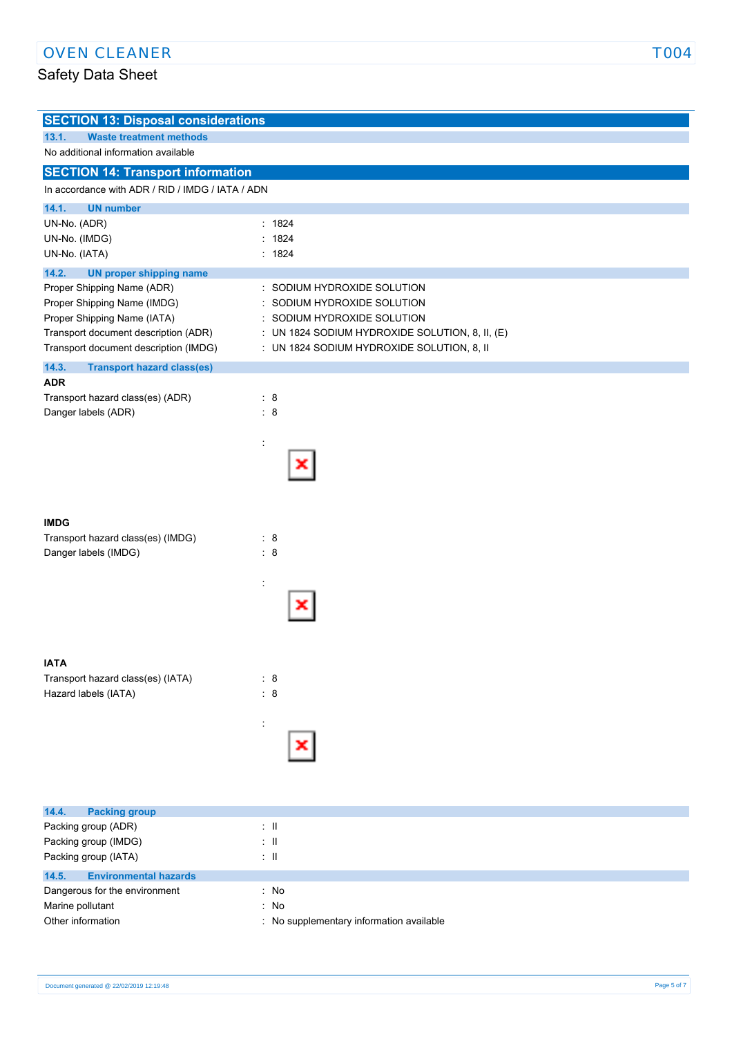## SECTION 13: Disposal considerations

### 13.1. Waste treatment methods

No additional information available

## SECTION 14: Transport information

In accordance with ADR / RID / IMDG / IATA / ADN

### 14.1. UN number

| | |
|---|---|
| UN-No. (ADR) | : 1824 |
| UN-No. (IMDG) | : 1824 |
| UN-No. (IATA) | : 1824 |

### 14.2. UN proper shipping name

| | |
|---|---|
| Proper Shipping Name (ADR) | : SODIUM HYDROXIDE SOLUTION |
| Proper Shipping Name (IMDG) | : SODIUM HYDROXIDE SOLUTION |
| Proper Shipping Name (IATA) | : SODIUM HYDROXIDE SOLUTION |
| Transport document description (ADR) | : UN 1824 SODIUM HYDROXIDE SOLUTION, 8, II, (E) |
| Transport document description (IMDG) | : UN 1824 SODIUM HYDROXIDE SOLUTION, 8, II |

### 14.3. Transport hazard class(es)

**ADR**

| | |
|---|---|
| Transport hazard class(es) (ADR) | : 8 |
| Danger labels (ADR) | : 8 |
| | : |

**IMDG**

| | |
|---|---|
| Transport hazard class(es) (IMDG) | : 8 |
| Danger labels (IMDG) | : 8 |
| | : |

**IATA**

| | |
|---|---|
| Transport hazard class(es) (IATA) | : 8 |
| Hazard labels (IATA) | : 8 |
| | : |

### 14.4. Packing group

| | |
|---|---|
| Packing group (ADR) | : II |
| Packing group (IMDG) | : II |
| Packing group (IATA) | : II |

### 14.5. Environmental hazards

| | |
|---|---|
| Dangerous for the environment | : No |
| Marine pollutant | : No |
| Other information | : No supplementary information available |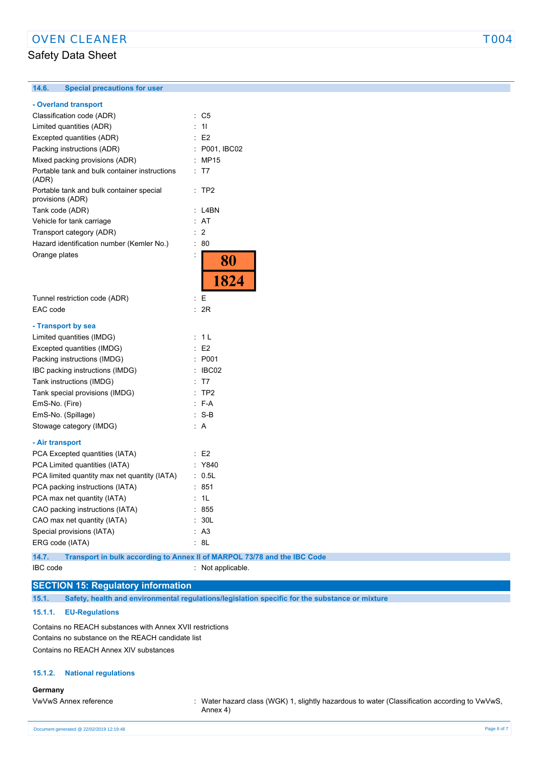### 14.6. Special precautions for user

**- Overland transport**

| | |
|---|---|
| Classification code (ADR) | : C5 |
| Limited quantities (ADR) | : 1l |
| Excepted quantities (ADR) | : E2 |
| Packing instructions (ADR) | : P001, IBC02 |
| Mixed packing provisions (ADR) | : MP15 |
| Portable tank and bulk container instructions (ADR) | : T7 |
| Portable tank and bulk container special provisions (ADR) | : TP2 |
| Tank code (ADR) | : L4BN |
| Vehicle for tank carriage | : AT |
| Transport category (ADR) | : 2 |
| Hazard identification number (Kemler No.) | : 80 |
| Orange plates | : 80 / 1824 |
| Tunnel restriction code (ADR) | : E |
| EAC code | : 2R |

**- Transport by sea**

| | |
|---|---|
| Limited quantities (IMDG) | : 1 L |
| Excepted quantities (IMDG) | : E2 |
| Packing instructions (IMDG) | : P001 |
| IBC packing instructions (IMDG) | : IBC02 |
| Tank instructions (IMDG) | : T7 |
| Tank special provisions (IMDG) | : TP2 |
| EmS-No. (Fire) | : F-A |
| EmS-No. (Spillage) | : S-B |
| Stowage category (IMDG) | : A |

**- Air transport**

| | |
|---|---|
| PCA Excepted quantities (IATA) | : E2 |
| PCA Limited quantities (IATA) | : Y840 |
| PCA limited quantity max net quantity (IATA) | : 0.5L |
| PCA packing instructions (IATA) | : 851 |
| PCA max net quantity (IATA) | : 1L |
| CAO packing instructions (IATA) | : 855 |
| CAO max net quantity (IATA) | : 30L |
| Special provisions (IATA) | : A3 |
| ERG code (IATA) | : 8L |

### 14.7. Transport in bulk according to Annex II of MARPOL 73/78 and the IBC Code

IBC code : Not applicable.

## SECTION 15: Regulatory information

### 15.1. Safety, health and environmental regulations/legislation specific for the substance or mixture

#### 15.1.1. EU-Regulations

Contains no REACH substances with Annex XVII restrictions
Contains no substance on the REACH candidate list
Contains no REACH Annex XIV substances

#### 15.1.2. National regulations

**Germany**

VwVwS Annex reference : Water hazard class (WGK) 1, slightly hazardous to water (Classification according to VwVwS, Annex 4)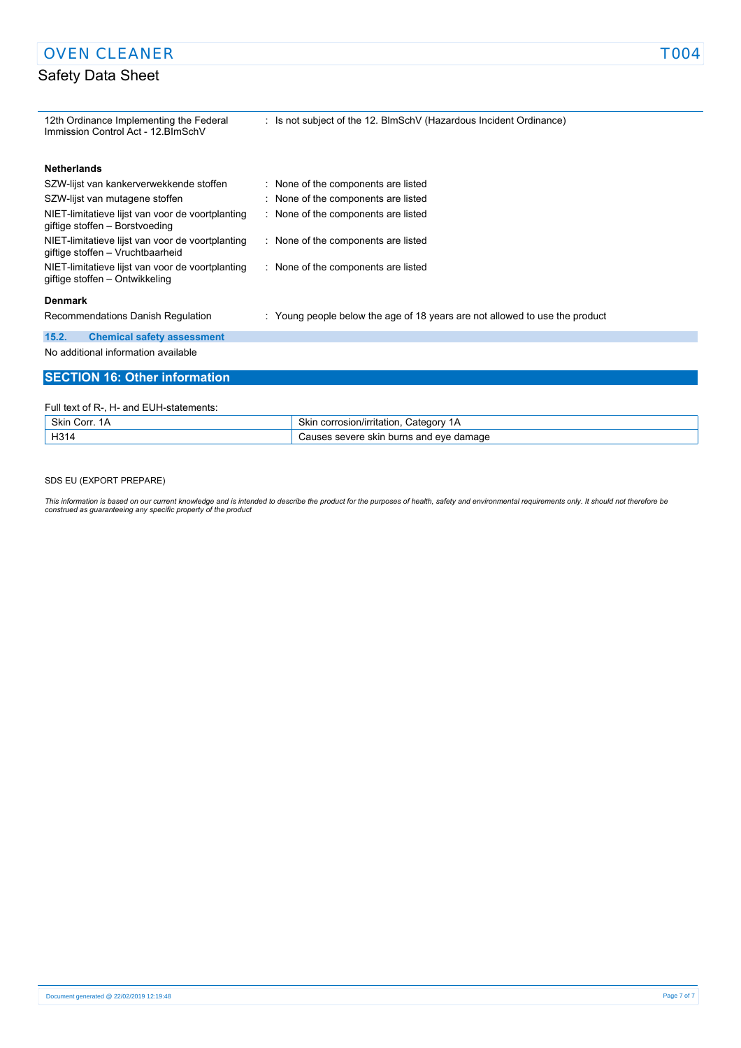| | |
|---|---|
| 12th Ordinance Implementing the Federal Immission Control Act - 12.BImSchV | : Is not subject of the 12. BlmSchV (Hazardous Incident Ordinance) |

**Netherlands**

| | |
|---|---|
| SZW-lijst van kankerverwekkende stoffen | : None of the components are listed |
| SZW-lijst van mutagene stoffen | : None of the components are listed |
| NIET-limitatieve lijst van voor de voortplanting giftige stoffen – Borstvoeding | : None of the components are listed |
| NIET-limitatieve lijst van voor de voortplanting giftige stoffen – Vruchtbaarheid | : None of the components are listed |
| NIET-limitatieve lijst van voor de voortplanting giftige stoffen – Ontwikkeling | : None of the components are listed |

**Denmark**

| | |
|---|---|
| Recommendations Danish Regulation | : Young people below the age of 18 years are not allowed to use the product |

### 15.2. Chemical safety assessment

No additional information available

## SECTION 16: Other information

Full text of R-, H- and EUH-statements:

| | |
|---|---|
| Skin Corr. 1A | Skin corrosion/irritation, Category 1A |
| H314 | Causes severe skin burns and eye damage |

SDS EU (EXPORT PREPARE)

*This information is based on our current knowledge and is intended to describe the product for the purposes of health, safety and environmental requirements only. It should not therefore be construed as guaranteeing any specific property of the product*